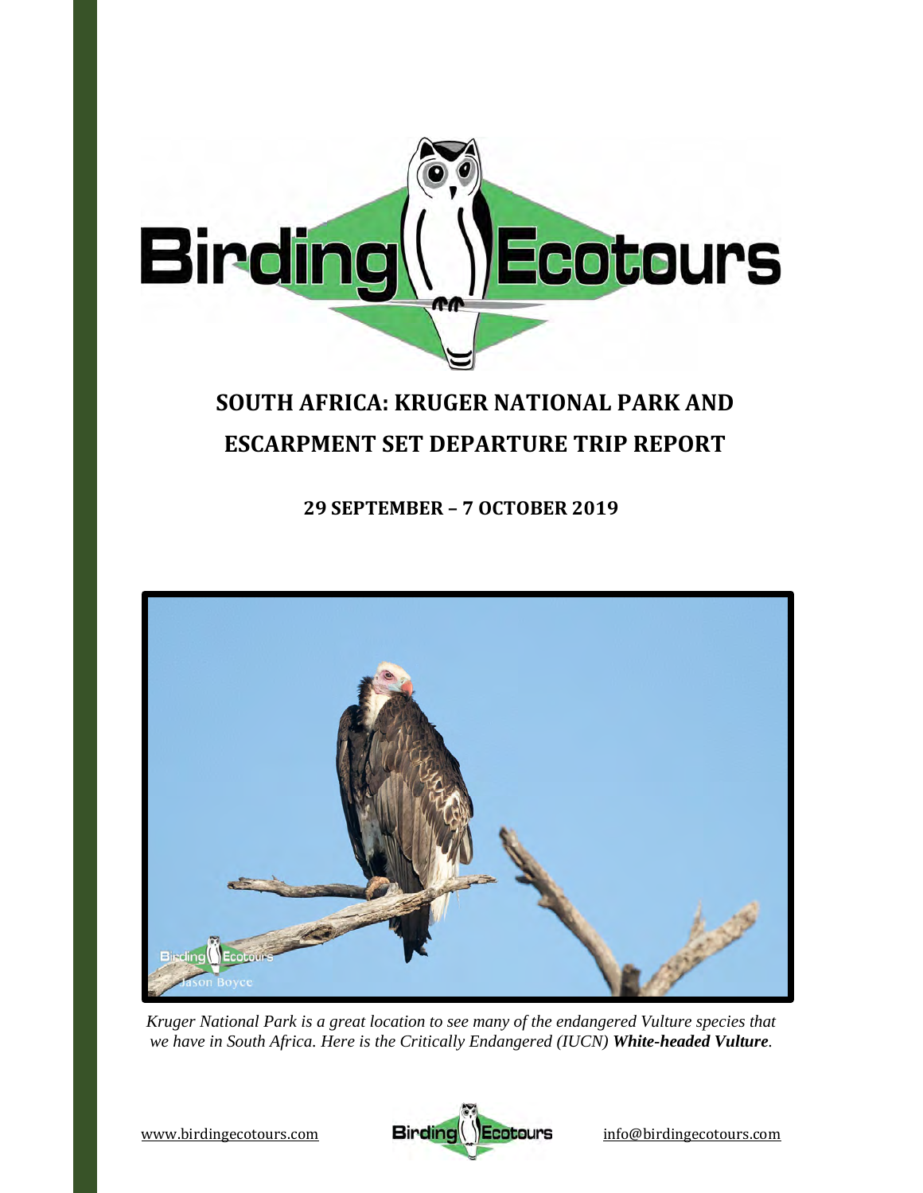# SOUTH AFRICA: KRUGER NATIONAL PARK AND ESCARPMENT SET DEPARTURE TRIP REPORT

## 29 SEPTEMBER – 7 OCTOBER 2019

*Kruger National Park is a great location to see many of the endangered Vulture species that we have in South Africa. Here is the Critically Endangered (IUCN)* ***White-headed Vulture****.*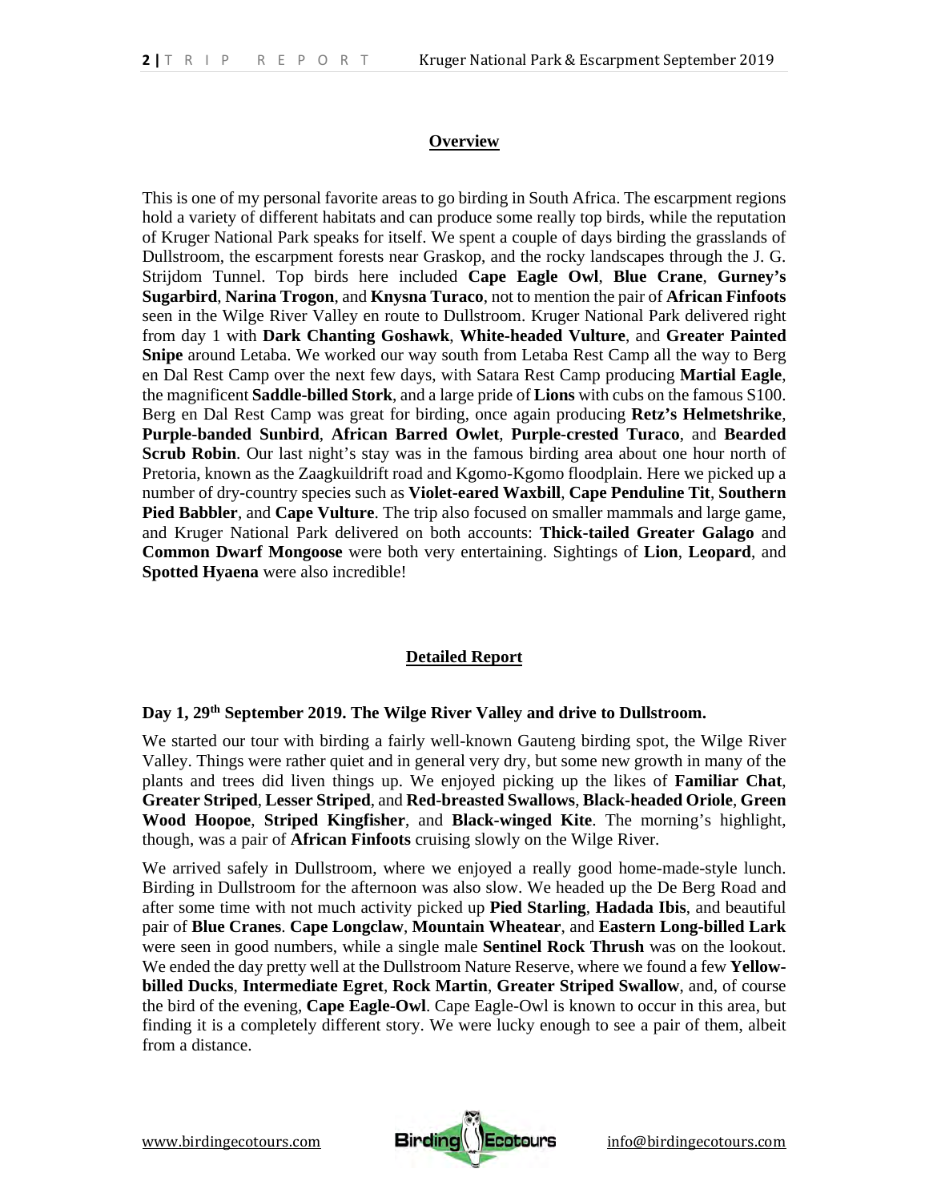## Overview

This is one of my personal favorite areas to go birding in South Africa. The escarpment regions hold a variety of different habitats and can produce some really top birds, while the reputation of Kruger National Park speaks for itself. We spent a couple of days birding the grasslands of Dullstroom, the escarpment forests near Graskop, and the rocky landscapes through the J. G. Strijdom Tunnel. Top birds here included **Cape Eagle Owl**, **Blue Crane**, **Gurney's Sugarbird**, **Narina Trogon**, and **Knysna Turaco**, not to mention the pair of **African Finfoots** seen in the Wilge River Valley en route to Dullstroom. Kruger National Park delivered right from day 1 with **Dark Chanting Goshawk**, **White-headed Vulture**, and **Greater Painted Snipe** around Letaba. We worked our way south from Letaba Rest Camp all the way to Berg en Dal Rest Camp over the next few days, with Satara Rest Camp producing **Martial Eagle**, the magnificent **Saddle-billed Stork**, and a large pride of **Lions** with cubs on the famous S100. Berg en Dal Rest Camp was great for birding, once again producing **Retz's Helmetshrike**, **Purple-banded Sunbird**, **African Barred Owlet**, **Purple-crested Turaco**, and **Bearded Scrub Robin**. Our last night's stay was in the famous birding area about one hour north of Pretoria, known as the Zaagkuildrift road and Kgomo-Kgomo floodplain. Here we picked up a number of dry-country species such as **Violet-eared Waxbill**, **Cape Penduline Tit**, **Southern Pied Babbler**, and **Cape Vulture**. The trip also focused on smaller mammals and large game, and Kruger National Park delivered on both accounts: **Thick-tailed Greater Galago** and **Common Dwarf Mongoose** were both very entertaining. Sightings of **Lion**, **Leopard**, and **Spotted Hyaena** were also incredible!

## Detailed Report

### Day 1, 29th September 2019. The Wilge River Valley and drive to Dullstroom.

We started our tour with birding a fairly well-known Gauteng birding spot, the Wilge River Valley. Things were rather quiet and in general very dry, but some new growth in many of the plants and trees did liven things up. We enjoyed picking up the likes of **Familiar Chat**, **Greater Striped**, **Lesser Striped**, and **Red-breasted Swallows**, **Black-headed Oriole**, **Green Wood Hoopoe**, **Striped Kingfisher**, and **Black-winged Kite**. The morning's highlight, though, was a pair of **African Finfoots** cruising slowly on the Wilge River.

We arrived safely in Dullstroom, where we enjoyed a really good home-made-style lunch. Birding in Dullstroom for the afternoon was also slow. We headed up the De Berg Road and after some time with not much activity picked up **Pied Starling**, **Hadada Ibis**, and beautiful pair of **Blue Cranes**. **Cape Longclaw**, **Mountain Wheatear**, and **Eastern Long-billed Lark** were seen in good numbers, while a single male **Sentinel Rock Thrush** was on the lookout. We ended the day pretty well at the Dullstroom Nature Reserve, where we found a few **Yellow-billed Ducks**, **Intermediate Egret**, **Rock Martin**, **Greater Striped Swallow**, and, of course the bird of the evening, **Cape Eagle-Owl**. Cape Eagle-Owl is known to occur in this area, but finding it is a completely different story. We were lucky enough to see a pair of them, albeit from a distance.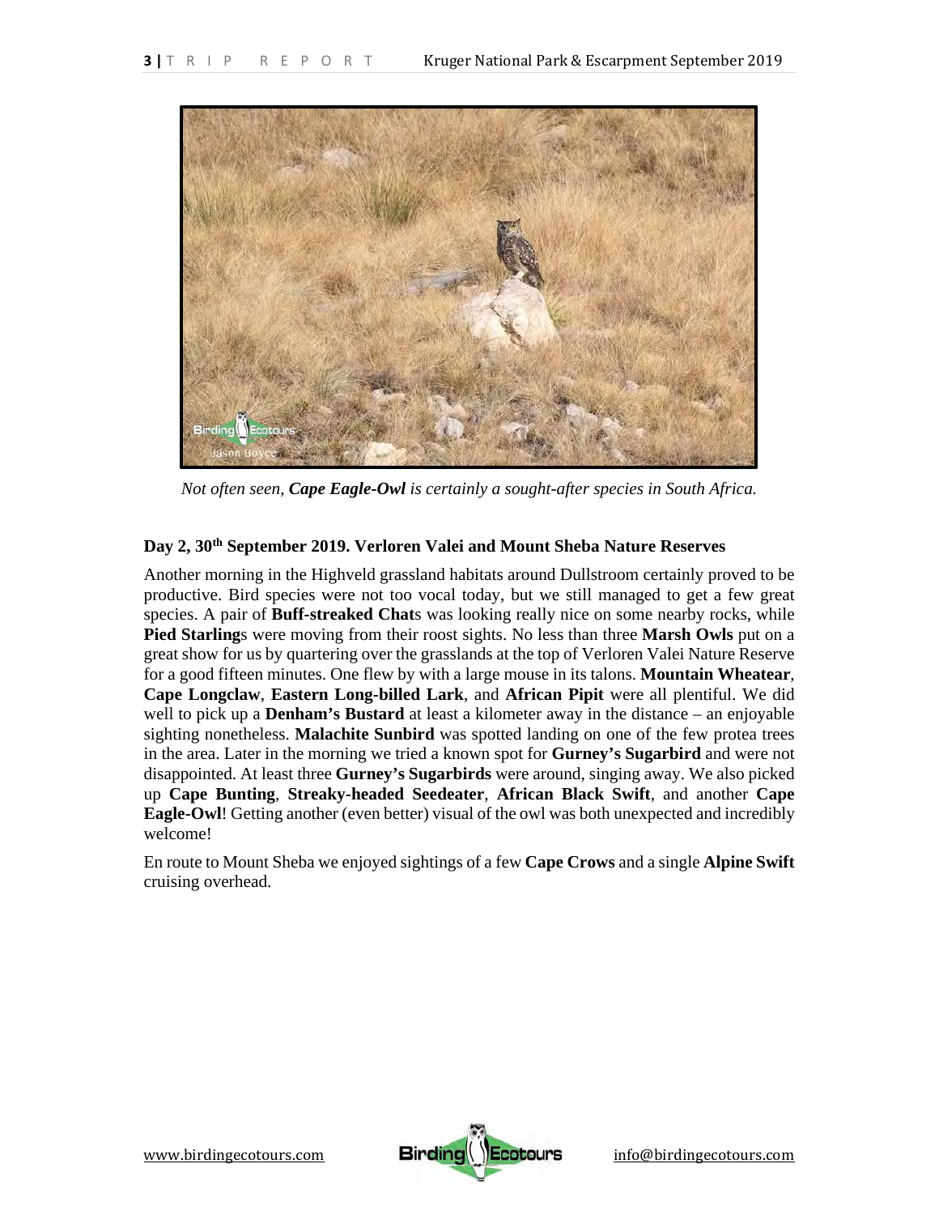*Not often seen, **Cape Eagle-Owl** is certainly a sought-after species in South Africa.*

### Day 2, 30th September 2019. Verloren Valei and Mount Sheba Nature Reserves

Another morning in the Highveld grassland habitats around Dullstroom certainly proved to be productive. Bird species were not too vocal today, but we still managed to get a few great species. A pair of **Buff-streaked Chat**s was looking really nice on some nearby rocks, while **Pied Starling**s were moving from their roost sights. No less than three **Marsh Owls** put on a great show for us by quartering over the grasslands at the top of Verloren Valei Nature Reserve for a good fifteen minutes. One flew by with a large mouse in its talons. **Mountain Wheatear**, **Cape Longclaw**, **Eastern Long-billed Lark**, and **African Pipit** were all plentiful. We did well to pick up a **Denham's Bustard** at least a kilometer away in the distance – an enjoyable sighting nonetheless. **Malachite Sunbird** was spotted landing on one of the few protea trees in the area. Later in the morning we tried a known spot for **Gurney's Sugarbird** and were not disappointed. At least three **Gurney's Sugarbirds** were around, singing away. We also picked up **Cape Bunting**, **Streaky-headed Seedeater**, **African Black Swift**, and another **Cape Eagle-Owl**! Getting another (even better) visual of the owl was both unexpected and incredibly welcome!

En route to Mount Sheba we enjoyed sightings of a few **Cape Crows** and a single **Alpine Swift** cruising overhead.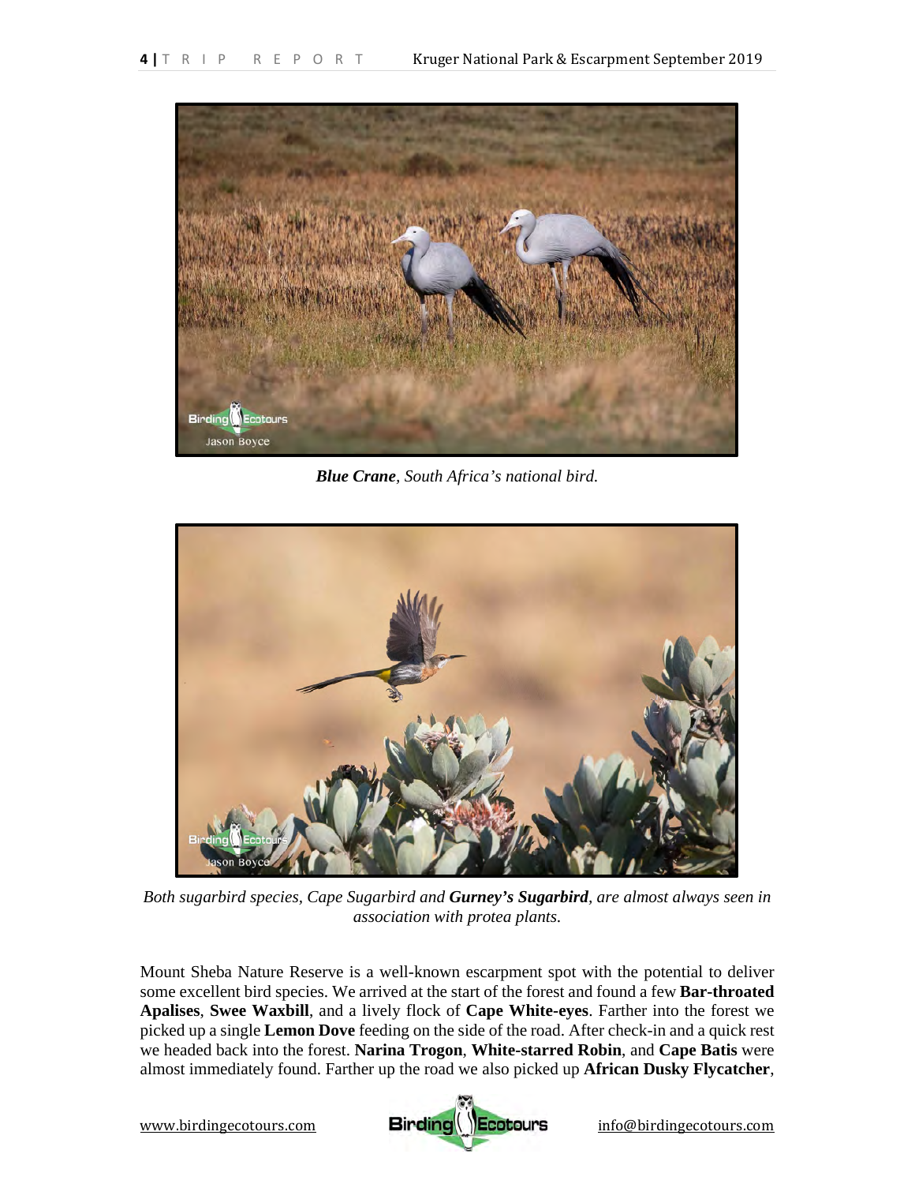***Blue Crane**, South Africa's national bird.*

*Both sugarbird species, Cape Sugarbird and **Gurney's Sugarbird**, are almost always seen in association with protea plants.*

Mount Sheba Nature Reserve is a well-known escarpment spot with the potential to deliver some excellent bird species. We arrived at the start of the forest and found a few **Bar-throated Apalises**, **Swee Waxbill**, and a lively flock of **Cape White-eyes**. Farther into the forest we picked up a single **Lemon Dove** feeding on the side of the road. After check-in and a quick rest we headed back into the forest. **Narina Trogon**, **White-starred Robin**, and **Cape Batis** were almost immediately found. Farther up the road we also picked up **African Dusky Flycatcher**,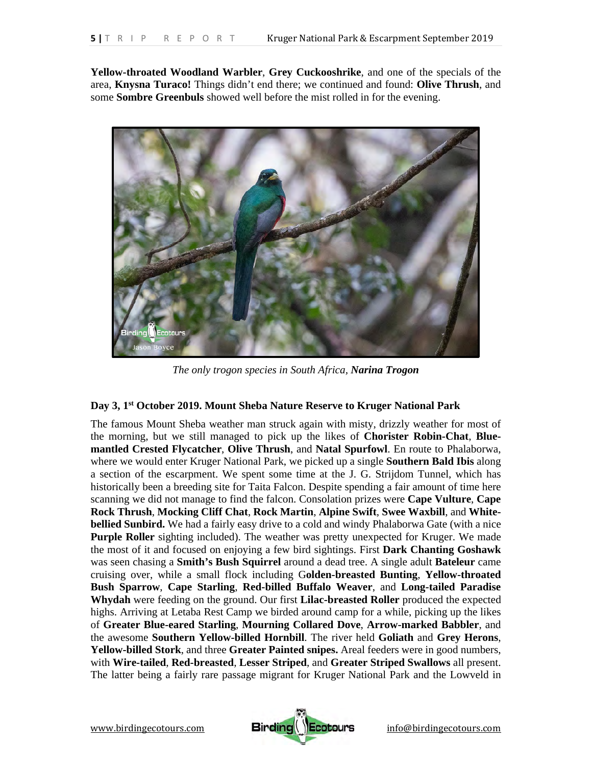**Yellow-throated Woodland Warbler**, **Grey Cuckooshrike**, and one of the specials of the area, **Knysna Turaco!** Things didn't end there; we continued and found: **Olive Thrush**, and some **Sombre Greenbuls** showed well before the mist rolled in for the evening.

*The only trogon species in South Africa, **Narina Trogon***

**Day 3, 1st October 2019. Mount Sheba Nature Reserve to Kruger National Park**

The famous Mount Sheba weather man struck again with misty, drizzly weather for most of the morning, but we still managed to pick up the likes of **Chorister Robin-Chat**, **Blue-mantled Crested Flycatcher**, **Olive Thrush**, and **Natal Spurfowl**. En route to Phalaborwa, where we would enter Kruger National Park, we picked up a single **Southern Bald Ibis** along a section of the escarpment. We spent some time at the J. G. Strijdom Tunnel, which has historically been a breeding site for Taita Falcon. Despite spending a fair amount of time here scanning we did not manage to find the falcon. Consolation prizes were **Cape Vulture**, **Cape Rock Thrush**, **Mocking Cliff Chat**, **Rock Martin**, **Alpine Swift**, **Swee Waxbill**, and **White-bellied Sunbird.** We had a fairly easy drive to a cold and windy Phalaborwa Gate (with a nice **Purple Roller** sighting included). The weather was pretty unexpected for Kruger. We made the most of it and focused on enjoying a few bird sightings. First **Dark Chanting Goshawk** was seen chasing a **Smith's Bush Squirrel** around a dead tree. A single adult **Bateleur** came cruising over, while a small flock including G**olden-breasted Bunting**, **Yellow-throated Bush Sparrow**, **Cape Starling**, **Red-billed Buffalo Weaver**, and **Long-tailed Paradise Whydah** were feeding on the ground. Our first **Lilac-breasted Roller** produced the expected highs. Arriving at Letaba Rest Camp we birded around camp for a while, picking up the likes of **Greater Blue-eared Starling**, **Mourning Collared Dove**, **Arrow-marked Babbler**, and the awesome **Southern Yellow-billed Hornbill**. The river held **Goliath** and **Grey Herons**, **Yellow-billed Stork**, and three **Greater Painted snipes.** Areal feeders were in good numbers, with **Wire-tailed**, **Red-breasted**, **Lesser Striped**, and **Greater Striped Swallows** all present. The latter being a fairly rare passage migrant for Kruger National Park and the Lowveld in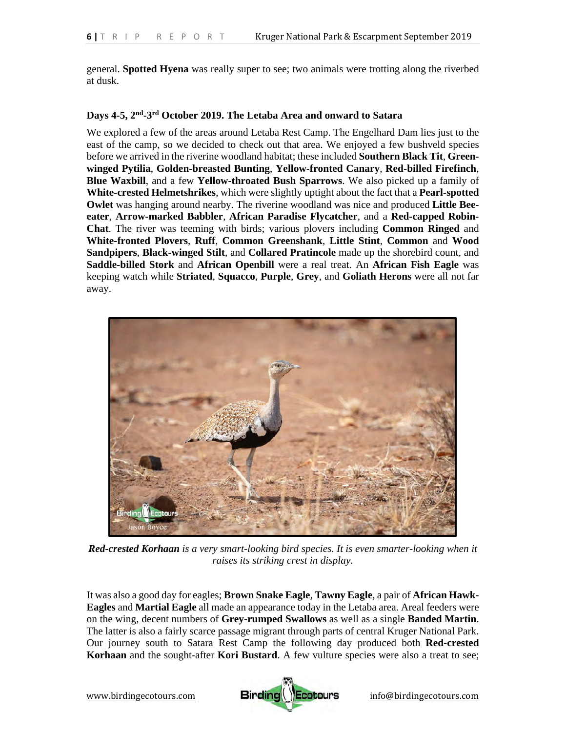general. **Spotted Hyena** was really super to see; two animals were trotting along the riverbed at dusk.

### Days 4-5, 2nd-3rd October 2019. The Letaba Area and onward to Satara

We explored a few of the areas around Letaba Rest Camp. The Engelhard Dam lies just to the east of the camp, so we decided to check out that area. We enjoyed a few bushveld species before we arrived in the riverine woodland habitat; these included **Southern Black Tit**, **Green-winged Pytilia**, **Golden-breasted Bunting**, **Yellow-fronted Canary**, **Red-billed Firefinch**, **Blue Waxbill**, and a few **Yellow-throated Bush Sparrows**. We also picked up a family of **White-crested Helmetshrikes**, which were slightly uptight about the fact that a **Pearl-spotted Owlet** was hanging around nearby. The riverine woodland was nice and produced **Little Bee-eater**, **Arrow-marked Babbler**, **African Paradise Flycatcher**, and a **Red-capped Robin-Chat**. The river was teeming with birds; various plovers including **Common Ringed** and **White-fronted Plovers**, **Ruff**, **Common Greenshank**, **Little Stint**, **Common** and **Wood Sandpipers**, **Black-winged Stilt**, and **Collared Pratincole** made up the shorebird count, and **Saddle-billed Stork** and **African Openbill** were a real treat. An **African Fish Eagle** was keeping watch while **Striated**, **Squacco**, **Purple**, **Grey**, and **Goliath Herons** were all not far away.

***Red-crested Korhaan*** *is a very smart-looking bird species. It is even smarter-looking when it raises its striking crest in display.*

It was also a good day for eagles; **Brown Snake Eagle**, **Tawny Eagle**, a pair of **African Hawk-Eagles** and **Martial Eagle** all made an appearance today in the Letaba area. Areal feeders were on the wing, decent numbers of **Grey-rumped Swallows** as well as a single **Banded Martin**. The latter is also a fairly scarce passage migrant through parts of central Kruger National Park. Our journey south to Satara Rest Camp the following day produced both **Red-crested Korhaan** and the sought-after **Kori Bustard**. A few vulture species were also a treat to see;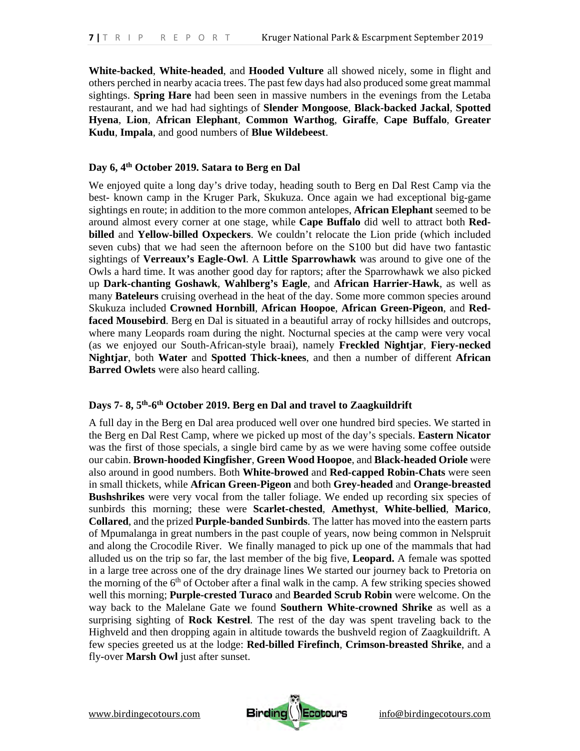**White-backed**, **White-headed**, and **Hooded Vulture** all showed nicely, some in flight and others perched in nearby acacia trees. The past few days had also produced some great mammal sightings. **Spring Hare** had been seen in massive numbers in the evenings from the Letaba restaurant, and we had had sightings of **Slender Mongoose**, **Black-backed Jackal**, **Spotted Hyena**, **Lion**, **African Elephant**, **Common Warthog**, **Giraffe**, **Cape Buffalo**, **Greater Kudu**, **Impala**, and good numbers of **Blue Wildebeest**.

### Day 6, 4th October 2019. Satara to Berg en Dal

We enjoyed quite a long day's drive today, heading south to Berg en Dal Rest Camp via the best- known camp in the Kruger Park, Skukuza. Once again we had exceptional big-game sightings en route; in addition to the more common antelopes, **African Elephant** seemed to be around almost every corner at one stage, while **Cape Buffalo** did well to attract both **Red-billed** and **Yellow-billed Oxpeckers**. We couldn't relocate the Lion pride (which included seven cubs) that we had seen the afternoon before on the S100 but did have two fantastic sightings of **Verreaux's Eagle-Owl**. A **Little Sparrowhawk** was around to give one of the Owls a hard time. It was another good day for raptors; after the Sparrowhawk we also picked up **Dark-chanting Goshawk**, **Wahlberg's Eagle**, and **African Harrier-Hawk**, as well as many **Bateleurs** cruising overhead in the heat of the day. Some more common species around Skukuza included **Crowned Hornbill**, **African Hoopoe**, **African Green-Pigeon**, and **Red-faced Mousebird**. Berg en Dal is situated in a beautiful array of rocky hillsides and outcrops, where many Leopards roam during the night. Nocturnal species at the camp were very vocal (as we enjoyed our South-African-style braai), namely **Freckled Nightjar**, **Fiery-necked Nightjar**, both **Water** and **Spotted Thick-knees**, and then a number of different **African Barred Owlets** were also heard calling.

### Days 7- 8, 5th-6th October 2019. Berg en Dal and travel to Zaagkuildrift

A full day in the Berg en Dal area produced well over one hundred bird species. We started in the Berg en Dal Rest Camp, where we picked up most of the day's specials. **Eastern Nicator** was the first of those specials, a single bird came by as we were having some coffee outside our cabin. **Brown-hooded Kingfisher**, **Green Wood Hoopoe**, and **Black-headed Oriole** were also around in good numbers. Both **White-browed** and **Red-capped Robin-Chats** were seen in small thickets, while **African Green-Pigeon** and both **Grey-headed** and **Orange-breasted Bushshrikes** were very vocal from the taller foliage. We ended up recording six species of sunbirds this morning; these were **Scarlet-chested**, **Amethyst**, **White-bellied**, **Marico**, **Collared**, and the prized **Purple-banded Sunbirds**. The latter has moved into the eastern parts of Mpumalanga in great numbers in the past couple of years, now being common in Nelspruit and along the Crocodile River. We finally managed to pick up one of the mammals that had alluded us on the trip so far, the last member of the big five, **Leopard.** A female was spotted in a large tree across one of the dry drainage lines We started our journey back to Pretoria on the morning of the 6th of October after a final walk in the camp. A few striking species showed well this morning; **Purple-crested Turaco** and **Bearded Scrub Robin** were welcome. On the way back to the Malelane Gate we found **Southern White-crowned Shrike** as well as a surprising sighting of **Rock Kestrel**. The rest of the day was spent traveling back to the Highveld and then dropping again in altitude towards the bushveld region of Zaagkuildrift. A few species greeted us at the lodge: **Red-billed Firefinch**, **Crimson-breasted Shrike**, and a fly-over **Marsh Owl** just after sunset.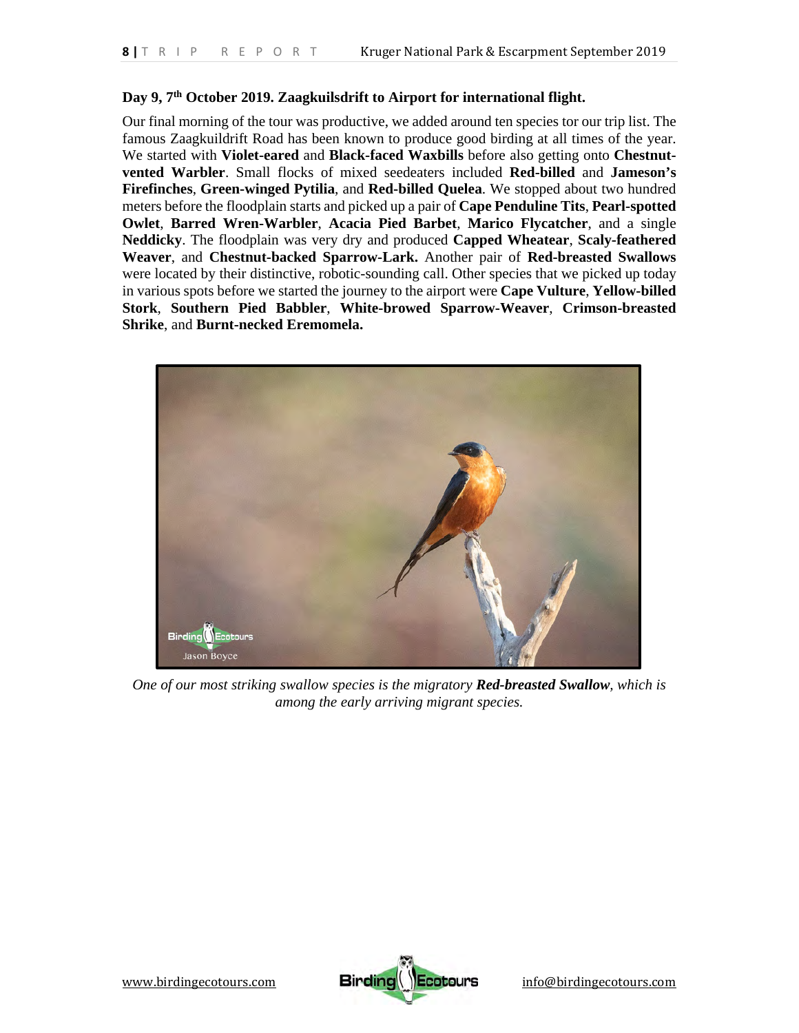**Day 9, 7th October 2019. Zaagkuilsdrift to Airport for international flight.**

Our final morning of the tour was productive, we added around ten species tor our trip list. The famous Zaagkuildrift Road has been known to produce good birding at all times of the year. We started with **Violet-eared** and **Black-faced Waxbills** before also getting onto **Chestnut-vented Warbler**. Small flocks of mixed seedeaters included **Red-billed** and **Jameson's Firefinches**, **Green-winged Pytilia**, and **Red-billed Quelea**. We stopped about two hundred meters before the floodplain starts and picked up a pair of **Cape Penduline Tits**, **Pearl-spotted Owlet**, **Barred Wren-Warbler**, **Acacia Pied Barbet**, **Marico Flycatcher**, and a single **Neddicky**. The floodplain was very dry and produced **Capped Wheatear**, **Scaly-feathered Weaver**, and **Chestnut-backed Sparrow-Lark.** Another pair of **Red-breasted Swallows** were located by their distinctive, robotic-sounding call. Other species that we picked up today in various spots before we started the journey to the airport were **Cape Vulture**, **Yellow-billed Stork**, **Southern Pied Babbler**, **White-browed Sparrow-Weaver**, **Crimson-breasted Shrike**, and **Burnt-necked Eremomela.**

*One of our most striking swallow species is the migratory **Red-breasted Swallow**, which is among the early arriving migrant species.*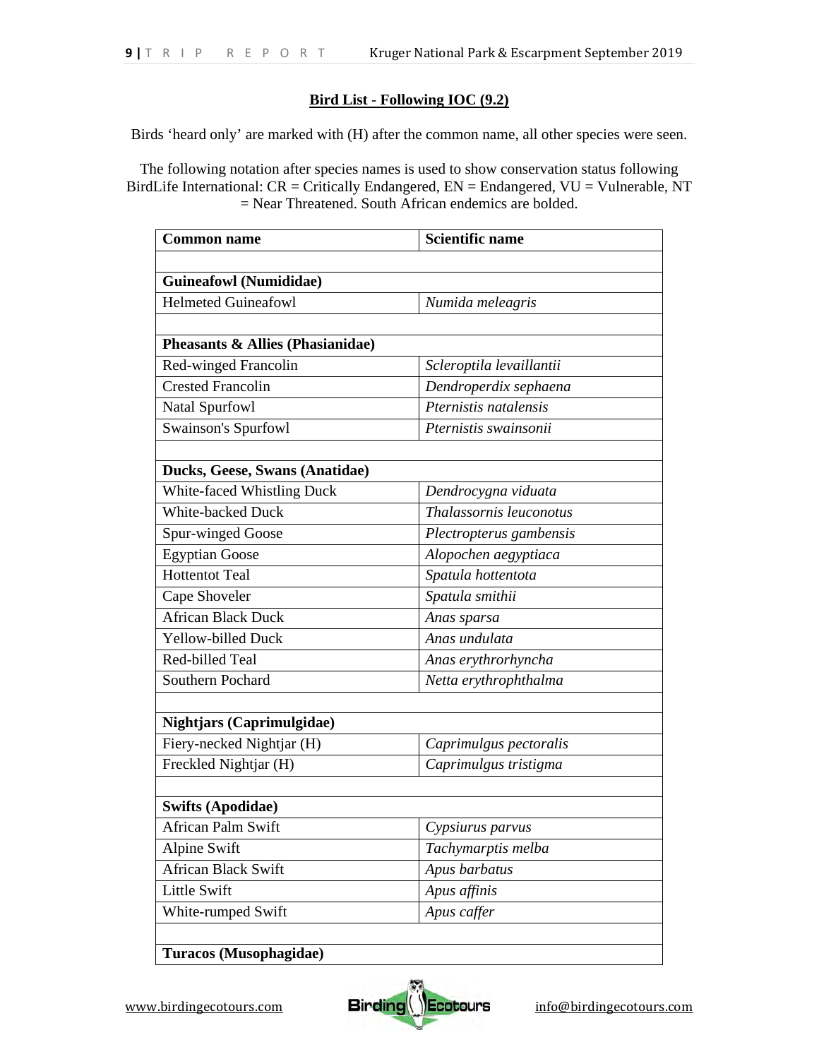## Bird List - Following IOC (9.2)

Birds 'heard only' are marked with (H) after the common name, all other species were seen.

The following notation after species names is used to show conservation status following BirdLife International: CR = Critically Endangered, EN = Endangered, VU = Vulnerable, NT = Near Threatened. South African endemics are bolded.

| Common name | Scientific name |
| --- | --- |
| | |
| **Guineafowl (Numididae)** | |
| Helmeted Guineafowl | *Numida meleagris* |
| | |
| **Pheasants & Allies (Phasianidae)** | |
| Red-winged Francolin | *Scleroptila levaillantii* |
| Crested Francolin | *Dendroperdix sephaena* |
| Natal Spurfowl | *Pternistis natalensis* |
| Swainson's Spurfowl | *Pternistis swainsonii* |
| | |
| **Ducks, Geese, Swans (Anatidae)** | |
| White-faced Whistling Duck | *Dendrocygna viduata* |
| White-backed Duck | *Thalassornis leuconotus* |
| Spur-winged Goose | *Plectropterus gambensis* |
| Egyptian Goose | *Alopochen aegyptiaca* |
| Hottentot Teal | *Spatula hottentota* |
| Cape Shoveler | *Spatula smithii* |
| African Black Duck | *Anas sparsa* |
| Yellow-billed Duck | *Anas undulata* |
| Red-billed Teal | *Anas erythrorhyncha* |
| Southern Pochard | *Netta erythrophthalma* |
| | |
| **Nightjars (Caprimulgidae)** | |
| Fiery-necked Nightjar (H) | *Caprimulgus pectoralis* |
| Freckled Nightjar (H) | *Caprimulgus tristigma* |
| | |
| **Swifts (Apodidae)** | |
| African Palm Swift | *Cypsiurus parvus* |
| Alpine Swift | *Tachymarptis melba* |
| African Black Swift | *Apus barbatus* |
| Little Swift | *Apus affinis* |
| White-rumped Swift | *Apus caffer* |
| | |
| **Turacos (Musophagidae)** | |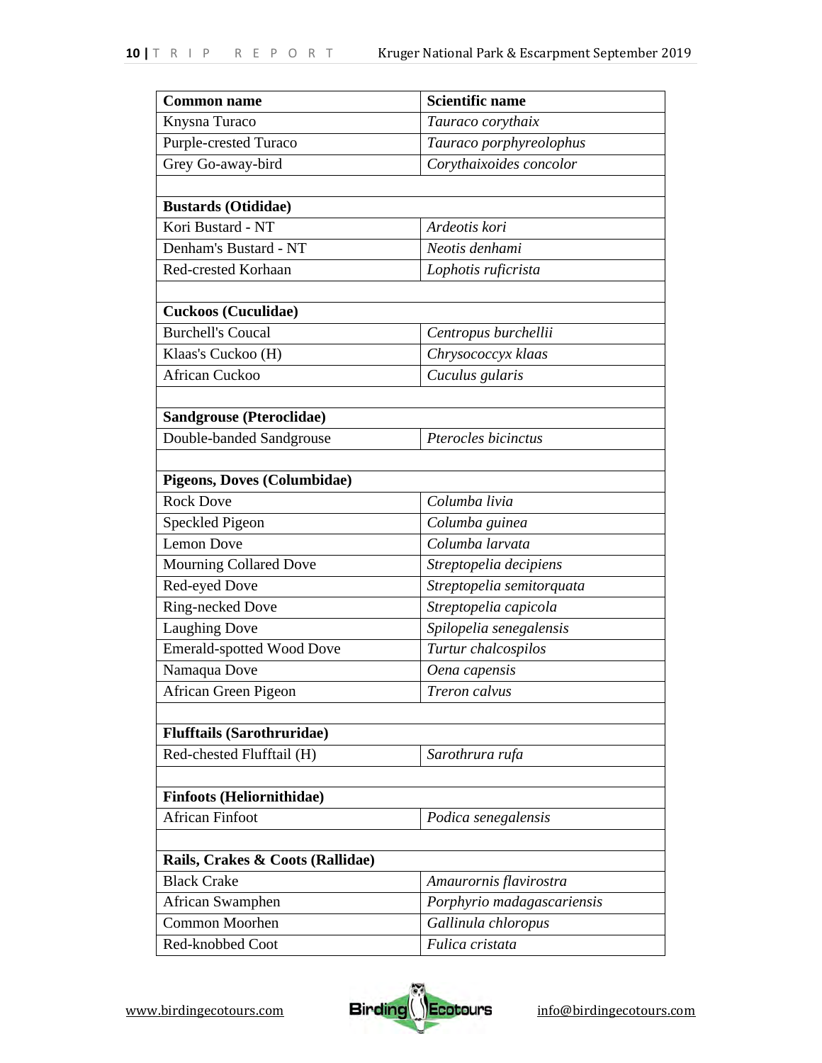| Common name | Scientific name |
|---|---|
| Knysna Turaco | *Tauraco corythaix* |
| Purple-crested Turaco | *Tauraco porphyreolophus* |
| Grey Go-away-bird | *Corythaixoides concolor* |
| | |
| **Bustards (Otididae)** | |
| Kori Bustard - NT | *Ardeotis kori* |
| Denham's Bustard - NT | *Neotis denhami* |
| Red-crested Korhaan | *Lophotis ruficrista* |
| | |
| **Cuckoos (Cuculidae)** | |
| Burchell's Coucal | *Centropus burchellii* |
| Klaas's Cuckoo (H) | *Chrysococcyx klaas* |
| African Cuckoo | *Cuculus gularis* |
| | |
| **Sandgrouse (Pteroclidae)** | |
| Double-banded Sandgrouse | *Pterocles bicinctus* |
| | |
| **Pigeons, Doves (Columbidae)** | |
| Rock Dove | *Columba livia* |
| Speckled Pigeon | *Columba guinea* |
| Lemon Dove | *Columba larvata* |
| Mourning Collared Dove | *Streptopelia decipiens* |
| Red-eyed Dove | *Streptopelia semitorquata* |
| Ring-necked Dove | *Streptopelia capicola* |
| Laughing Dove | *Spilopelia senegalensis* |
| Emerald-spotted Wood Dove | *Turtur chalcospilos* |
| Namaqua Dove | *Oena capensis* |
| African Green Pigeon | *Treron calvus* |
| | |
| **Flufftails (Sarothruridae)** | |
| Red-chested Flufftail (H) | *Sarothrura rufa* |
| | |
| **Finfoots (Heliornithidae)** | |
| African Finfoot | *Podica senegalensis* |
| | |
| **Rails, Crakes & Coots (Rallidae)** | |
| Black Crake | *Amaurornis flavirostra* |
| African Swamphen | *Porphyrio madagascariensis* |
| Common Moorhen | *Gallinula chloropus* |
| Red-knobbed Coot | *Fulica cristata* |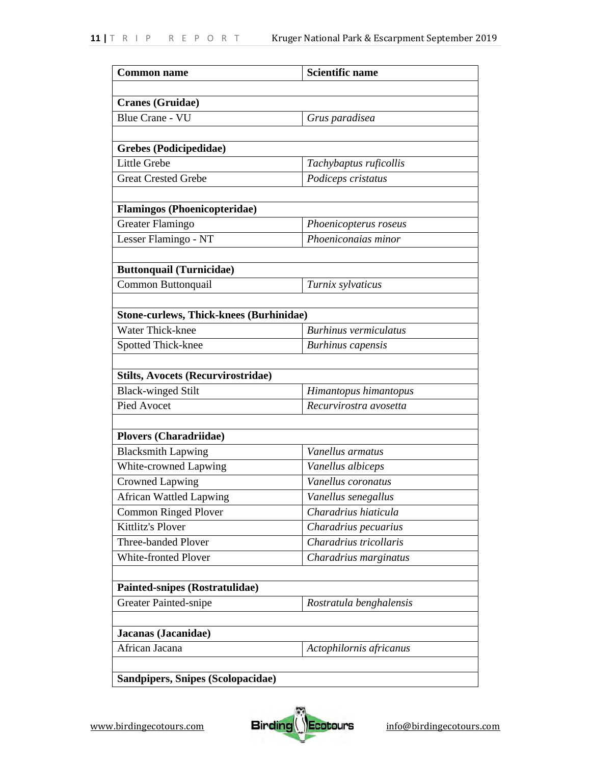| Common name | Scientific name |
|---|---|
| | |
| **Cranes (Gruidae)** | |
| Blue Crane - VU | *Grus paradisea* |
| | |
| **Grebes (Podicipedidae)** | |
| Little Grebe | *Tachybaptus ruficollis* |
| Great Crested Grebe | *Podiceps cristatus* |
| | |
| **Flamingos (Phoenicopteridae)** | |
| Greater Flamingo | *Phoenicopterus roseus* |
| Lesser Flamingo - NT | *Phoeniconaias minor* |
| | |
| **Buttonquail (Turnicidae)** | |
| Common Buttonquail | *Turnix sylvaticus* |
| | |
| **Stone-curlews, Thick-knees (Burhinidae)** | |
| Water Thick-knee | *Burhinus vermiculatus* |
| Spotted Thick-knee | *Burhinus capensis* |
| | |
| **Stilts, Avocets (Recurvirostridae)** | |
| Black-winged Stilt | *Himantopus himantopus* |
| Pied Avocet | *Recurvirostra avosetta* |
| | |
| **Plovers (Charadriidae)** | |
| Blacksmith Lapwing | *Vanellus armatus* |
| White-crowned Lapwing | *Vanellus albiceps* |
| Crowned Lapwing | *Vanellus coronatus* |
| African Wattled Lapwing | *Vanellus senegallus* |
| Common Ringed Plover | *Charadrius hiaticula* |
| Kittlitz's Plover | *Charadrius pecuarius* |
| Three-banded Plover | *Charadrius tricollaris* |
| White-fronted Plover | *Charadrius marginatus* |
| | |
| **Painted-snipes (Rostratulidae)** | |
| Greater Painted-snipe | *Rostratula benghalensis* |
| | |
| **Jacanas (Jacanidae)** | |
| African Jacana | *Actophilornis africanus* |
| | |
| **Sandpipers, Snipes (Scolopacidae)** | |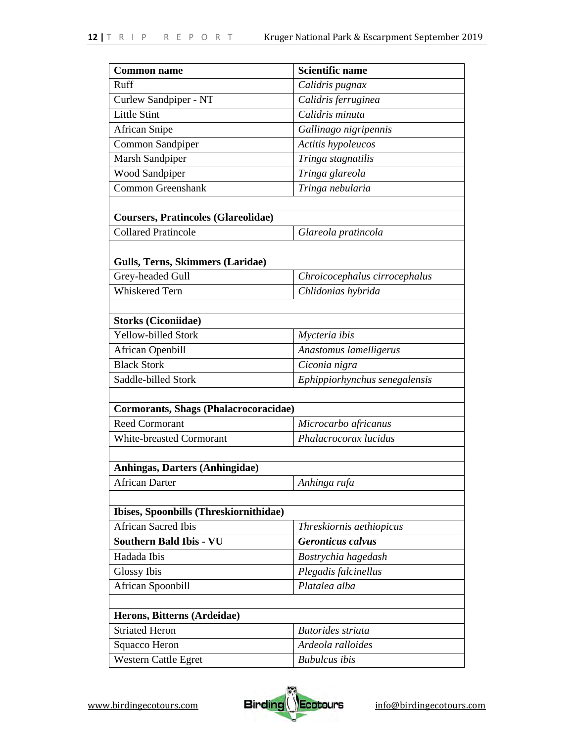| Common name | Scientific name |
|---|---|
| Ruff | *Calidris pugnax* |
| Curlew Sandpiper - NT | *Calidris ferruginea* |
| Little Stint | *Calidris minuta* |
| African Snipe | *Gallinago nigripennis* |
| Common Sandpiper | *Actitis hypoleucos* |
| Marsh Sandpiper | *Tringa stagnatilis* |
| Wood Sandpiper | *Tringa glareola* |
| Common Greenshank | *Tringa nebularia* |
| | |
| **Coursers, Pratincoles (Glareolidae)** | |
| Collared Pratincole | *Glareola pratincola* |
| | |
| **Gulls, Terns, Skimmers (Laridae)** | |
| Grey-headed Gull | *Chroicocephalus cirrocephalus* |
| Whiskered Tern | *Chlidonias hybrida* |
| | |
| **Storks (Ciconiidae)** | |
| Yellow-billed Stork | *Mycteria ibis* |
| African Openbill | *Anastomus lamelligerus* |
| Black Stork | *Ciconia nigra* |
| Saddle-billed Stork | *Ephippiorhynchus senegalensis* |
| | |
| **Cormorants, Shags (Phalacrocoracidae)** | |
| Reed Cormorant | *Microcarbo africanus* |
| White-breasted Cormorant | *Phalacrocorax lucidus* |
| | |
| **Anhingas, Darters (Anhingidae)** | |
| African Darter | *Anhinga rufa* |
| | |
| **Ibises, Spoonbills (Threskiornithidae)** | |
| African Sacred Ibis | *Threskiornis aethiopicus* |
| **Southern Bald Ibis - VU** | ***Geronticus calvus*** |
| Hadada Ibis | *Bostrychia hagedash* |
| Glossy Ibis | *Plegadis falcinellus* |
| African Spoonbill | *Platalea alba* |
| | |
| **Herons, Bitterns (Ardeidae)** | |
| Striated Heron | *Butorides striata* |
| Squacco Heron | *Ardeola ralloides* |
| Western Cattle Egret | *Bubulcus ibis* |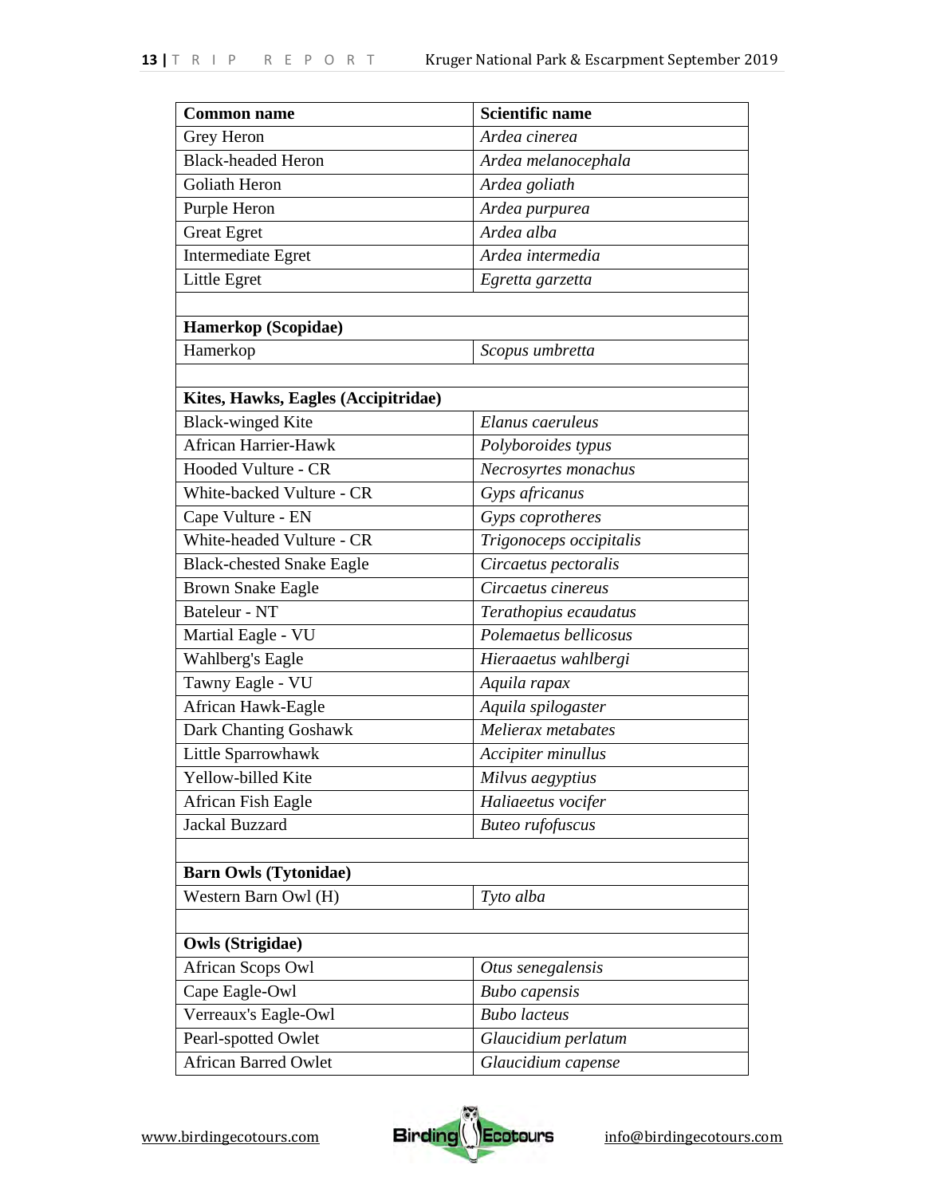| Common name | Scientific name |
| --- | --- |
| Grey Heron | *Ardea cinerea* |
| Black-headed Heron | *Ardea melanocephala* |
| Goliath Heron | *Ardea goliath* |
| Purple Heron | *Ardea purpurea* |
| Great Egret | *Ardea alba* |
| Intermediate Egret | *Ardea intermedia* |
| Little Egret | *Egretta garzetta* |
| | |
| **Hamerkop (Scopidae)** | |
| Hamerkop | *Scopus umbretta* |
| | |
| **Kites, Hawks, Eagles (Accipitridae)** | |
| Black-winged Kite | *Elanus caeruleus* |
| African Harrier-Hawk | *Polyboroides typus* |
| Hooded Vulture - CR | *Necrosyrtes monachus* |
| White-backed Vulture - CR | *Gyps africanus* |
| Cape Vulture - EN | *Gyps coprotheres* |
| White-headed Vulture - CR | *Trigonoceps occipitalis* |
| Black-chested Snake Eagle | *Circaetus pectoralis* |
| Brown Snake Eagle | *Circaetus cinereus* |
| Bateleur - NT | *Terathopius ecaudatus* |
| Martial Eagle - VU | *Polemaetus bellicosus* |
| Wahlberg's Eagle | *Hieraaetus wahlbergi* |
| Tawny Eagle - VU | *Aquila rapax* |
| African Hawk-Eagle | *Aquila spilogaster* |
| Dark Chanting Goshawk | *Melierax metabates* |
| Little Sparrowhawk | *Accipiter minullus* |
| Yellow-billed Kite | *Milvus aegyptius* |
| African Fish Eagle | *Haliaeetus vocifer* |
| Jackal Buzzard | *Buteo rufofuscus* |
| | |
| **Barn Owls (Tytonidae)** | |
| Western Barn Owl (H) | *Tyto alba* |
| | |
| **Owls (Strigidae)** | |
| African Scops Owl | *Otus senegalensis* |
| Cape Eagle-Owl | *Bubo capensis* |
| Verreaux's Eagle-Owl | *Bubo lacteus* |
| Pearl-spotted Owlet | *Glaucidium perlatum* |
| African Barred Owlet | *Glaucidium capense* |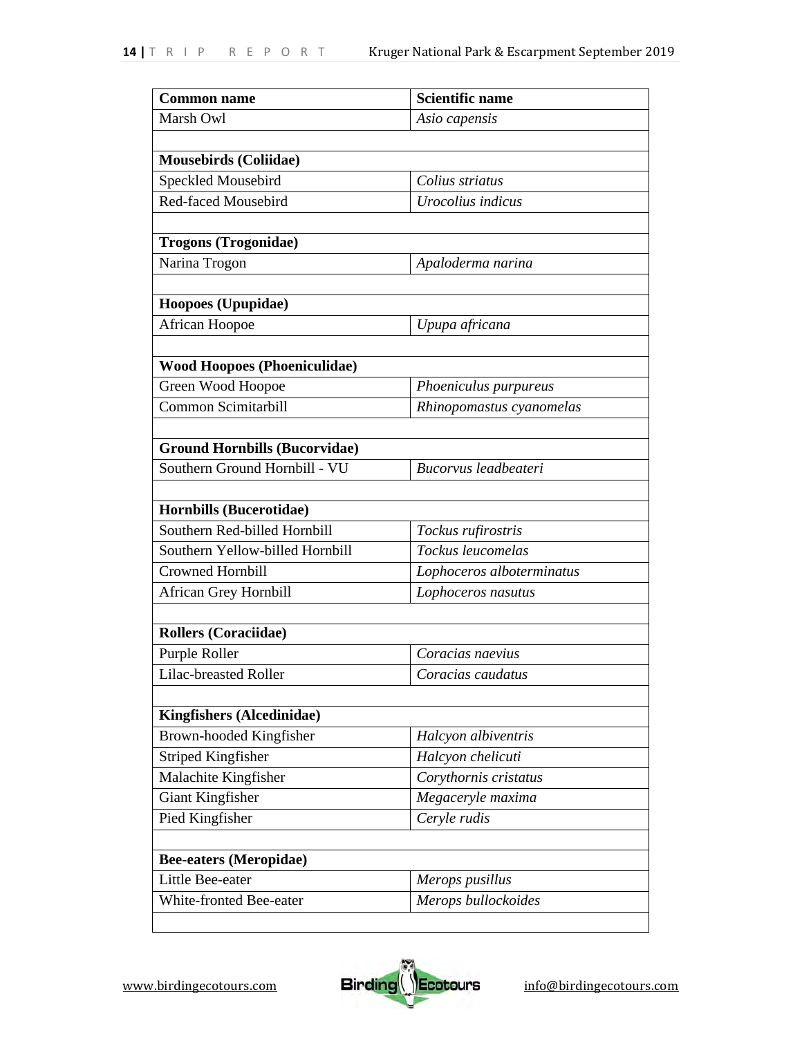| Common name | Scientific name |
| --- | --- |
| Marsh Owl | *Asio capensis* |
| | |
| **Mousebirds (Coliidae)** | |
| Speckled Mousebird | *Colius striatus* |
| Red-faced Mousebird | *Urocolius indicus* |
| | |
| **Trogons (Trogonidae)** | |
| Narina Trogon | *Apaloderma narina* |
| | |
| **Hoopoes (Upupidae)** | |
| African Hoopoe | *Upupa africana* |
| | |
| **Wood Hoopoes (Phoeniculidae)** | |
| Green Wood Hoopoe | *Phoeniculus purpureus* |
| Common Scimitarbill | *Rhinopomastus cyanomelas* |
| | |
| **Ground Hornbills (Bucorvidae)** | |
| Southern Ground Hornbill - VU | *Bucorvus leadbeateri* |
| | |
| **Hornbills (Bucerotidae)** | |
| Southern Red-billed Hornbill | *Tockus rufirostris* |
| Southern Yellow-billed Hornbill | *Tockus leucomelas* |
| Crowned Hornbill | *Lophoceros alboterminatus* |
| African Grey Hornbill | *Lophoceros nasutus* |
| | |
| **Rollers (Coraciidae)** | |
| Purple Roller | *Coracias naevius* |
| Lilac-breasted Roller | *Coracias caudatus* |
| | |
| **Kingfishers (Alcedinidae)** | |
| Brown-hooded Kingfisher | *Halcyon albiventris* |
| Striped Kingfisher | *Halcyon chelicuti* |
| Malachite Kingfisher | *Corythornis cristatus* |
| Giant Kingfisher | *Megaceryle maxima* |
| Pied Kingfisher | *Ceryle rudis* |
| | |
| **Bee-eaters (Meropidae)** | |
| Little Bee-eater | *Merops pusillus* |
| White-fronted Bee-eater | *Merops bullockoides* |
| | |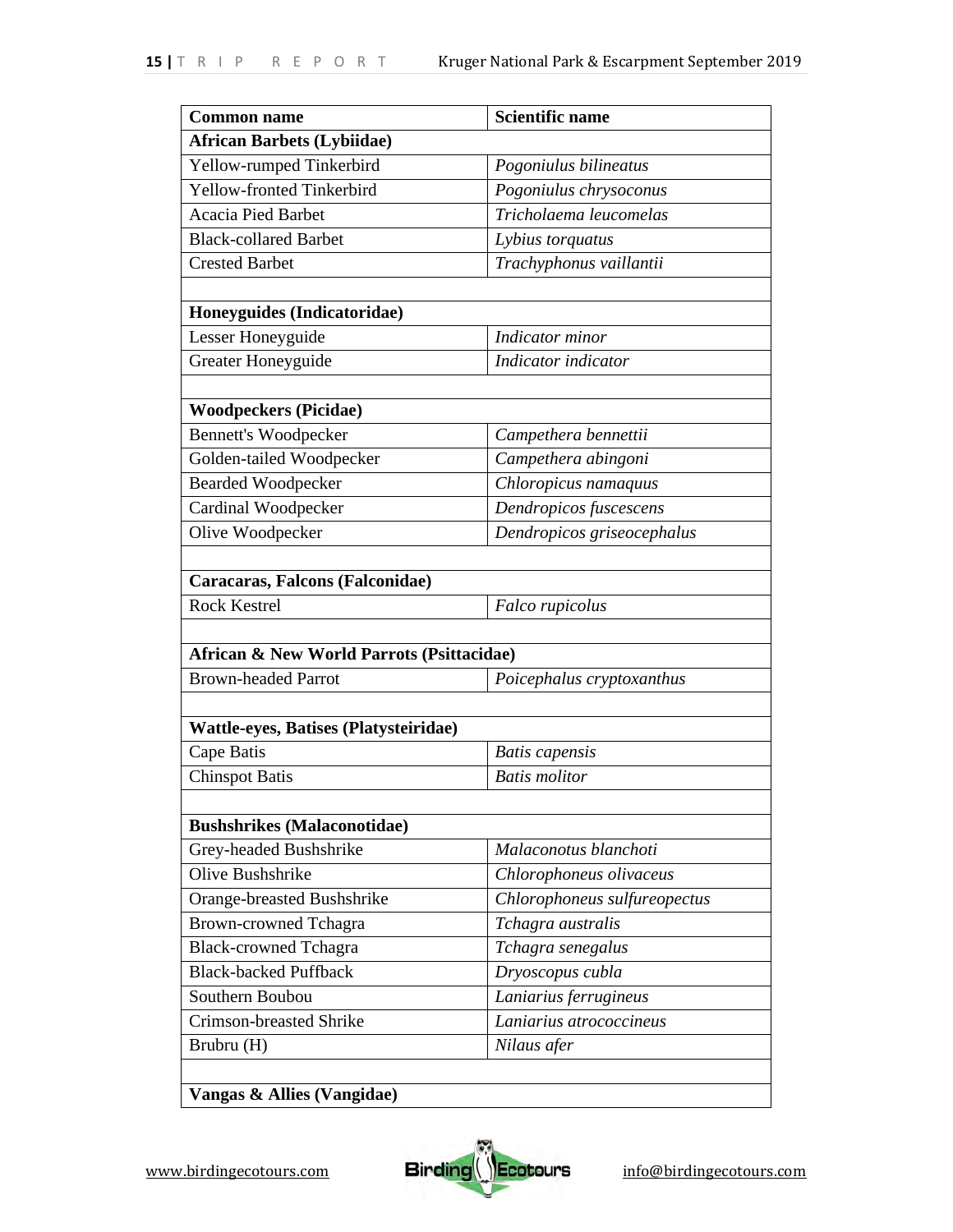| Common name | Scientific name |
| --- | --- |
| **African Barbets (Lybiidae)** | |
| Yellow-rumped Tinkerbird | *Pogoniulus bilineatus* |
| Yellow-fronted Tinkerbird | *Pogoniulus chrysoconus* |
| Acacia Pied Barbet | *Tricholaema leucomelas* |
| Black-collared Barbet | *Lybius torquatus* |
| Crested Barbet | *Trachyphonus vaillantii* |
| | |
| **Honeyguides (Indicatoridae)** | |
| Lesser Honeyguide | *Indicator minor* |
| Greater Honeyguide | *Indicator indicator* |
| | |
| **Woodpeckers (Picidae)** | |
| Bennett's Woodpecker | *Campethera bennettii* |
| Golden-tailed Woodpecker | *Campethera abingoni* |
| Bearded Woodpecker | *Chloropicus namaquus* |
| Cardinal Woodpecker | *Dendropicos fuscescens* |
| Olive Woodpecker | *Dendropicos griseocephalus* |
| | |
| **Caracaras, Falcons (Falconidae)** | |
| Rock Kestrel | *Falco rupicolus* |
| | |
| **African & New World Parrots (Psittacidae)** | |
| Brown-headed Parrot | *Poicephalus cryptoxanthus* |
| | |
| **Wattle-eyes, Batises (Platysteiridae)** | |
| Cape Batis | *Batis capensis* |
| Chinspot Batis | *Batis molitor* |
| | |
| **Bushshrikes (Malaconotidae)** | |
| Grey-headed Bushshrike | *Malaconotus blanchoti* |
| Olive Bushshrike | *Chlorophoneus olivaceus* |
| Orange-breasted Bushshrike | *Chlorophoneus sulfureopectus* |
| Brown-crowned Tchagra | *Tchagra australis* |
| Black-crowned Tchagra | *Tchagra senegalus* |
| Black-backed Puffback | *Dryoscopus cubla* |
| Southern Boubou | *Laniarius ferrugineus* |
| Crimson-breasted Shrike | *Laniarius atrococcineus* |
| Brubru (H) | *Nilaus afer* |
| | |
| **Vangas & Allies (Vangidae)** | |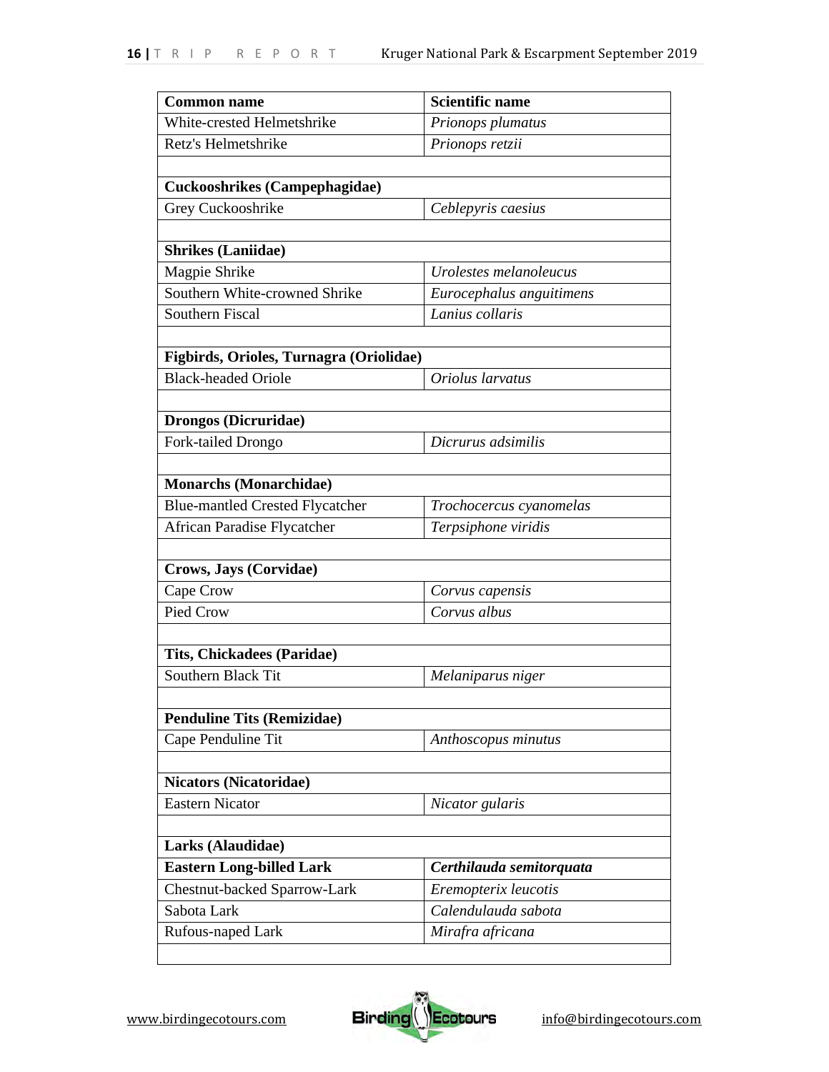| Common name | Scientific name |
| --- | --- |
| White-crested Helmetshrike | *Prionops plumatus* |
| Retz's Helmetshrike | *Prionops retzii* |
| | |
| **Cuckooshrikes (Campephagidae)** | |
| Grey Cuckooshrike | *Ceblepyris caesius* |
| | |
| **Shrikes (Laniidae)** | |
| Magpie Shrike | *Urolestes melanoleucus* |
| Southern White-crowned Shrike | *Eurocephalus anguitimens* |
| Southern Fiscal | *Lanius collaris* |
| | |
| **Figbirds, Orioles, Turnagra (Oriolidae)** | |
| Black-headed Oriole | *Oriolus larvatus* |
| | |
| **Drongos (Dicruridae)** | |
| Fork-tailed Drongo | *Dicrurus adsimilis* |
| | |
| **Monarchs (Monarchidae)** | |
| Blue-mantled Crested Flycatcher | *Trochocercus cyanomelas* |
| African Paradise Flycatcher | *Terpsiphone viridis* |
| | |
| **Crows, Jays (Corvidae)** | |
| Cape Crow | *Corvus capensis* |
| Pied Crow | *Corvus albus* |
| | |
| **Tits, Chickadees (Paridae)** | |
| Southern Black Tit | *Melaniparus niger* |
| | |
| **Penduline Tits (Remizidae)** | |
| Cape Penduline Tit | *Anthoscopus minutus* |
| | |
| **Nicators (Nicatoridae)** | |
| Eastern Nicator | *Nicator gularis* |
| | |
| **Larks (Alaudidae)** | |
| **Eastern Long-billed Lark** | ***Certhilauda semitorquata*** |
| Chestnut-backed Sparrow-Lark | *Eremopterix leucotis* |
| Sabota Lark | *Calendulauda sabota* |
| Rufous-naped Lark | *Mirafra africana* |
| | |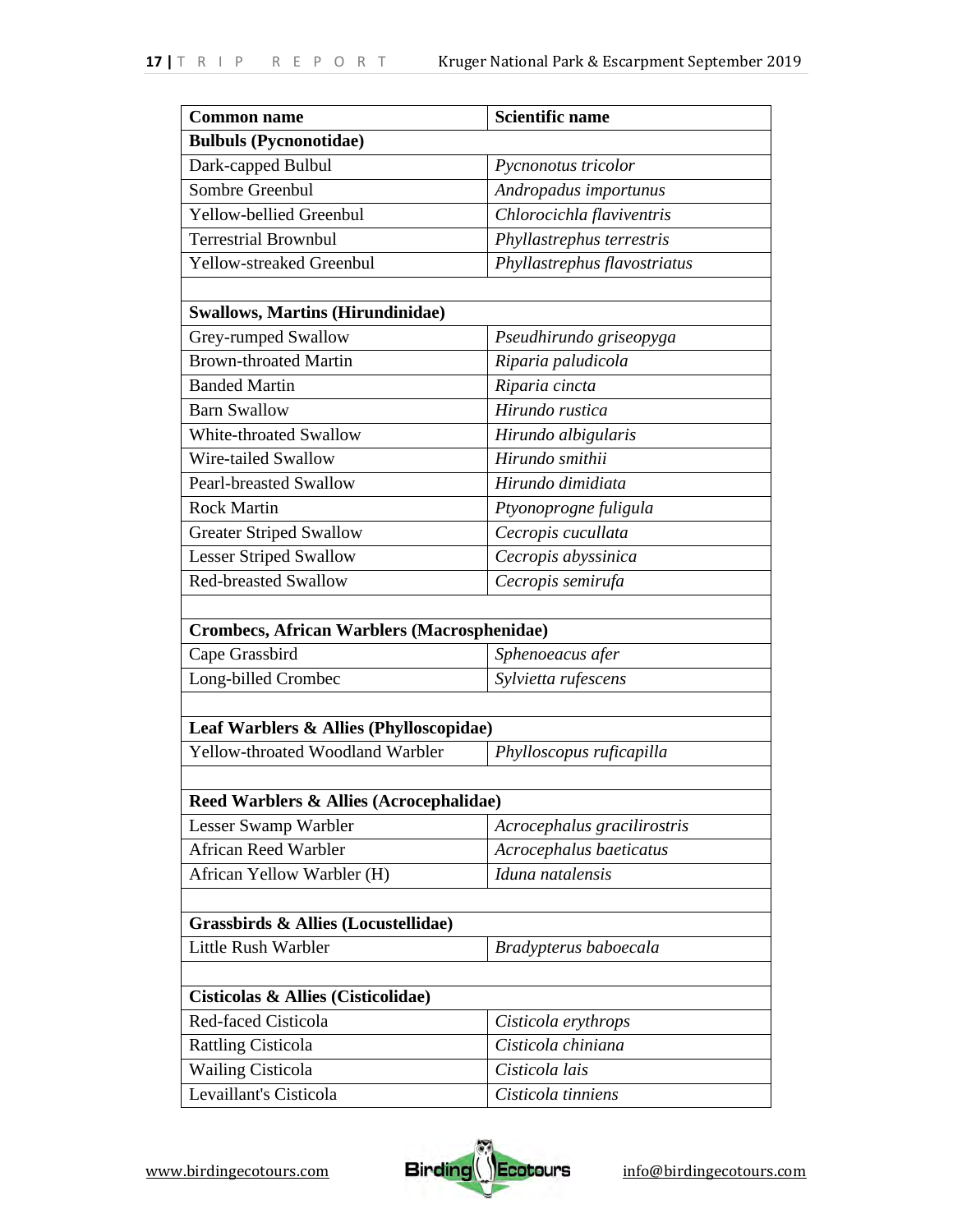| Common name | Scientific name |
|---|---|
| **Bulbuls (Pycnonotidae)** | |
| Dark-capped Bulbul | *Pycnonotus tricolor* |
| Sombre Greenbul | *Andropadus importunus* |
| Yellow-bellied Greenbul | *Chlorocichla flaviventris* |
| Terrestrial Brownbul | *Phyllastrephus terrestris* |
| Yellow-streaked Greenbul | *Phyllastrephus flavostriatus* |
| | |
| **Swallows, Martins (Hirundinidae)** | |
| Grey-rumped Swallow | *Pseudhirundo griseopyga* |
| Brown-throated Martin | *Riparia paludicola* |
| Banded Martin | *Riparia cincta* |
| Barn Swallow | *Hirundo rustica* |
| White-throated Swallow | *Hirundo albigularis* |
| Wire-tailed Swallow | *Hirundo smithii* |
| Pearl-breasted Swallow | *Hirundo dimidiata* |
| Rock Martin | *Ptyonoprogne fuligula* |
| Greater Striped Swallow | *Cecropis cucullata* |
| Lesser Striped Swallow | *Cecropis abyssinica* |
| Red-breasted Swallow | *Cecropis semirufa* |
| | |
| **Crombecs, African Warblers (Macrosphenidae)** | |
| Cape Grassbird | *Sphenoeacus afer* |
| Long-billed Crombec | *Sylvietta rufescens* |
| | |
| **Leaf Warblers & Allies (Phylloscopidae)** | |
| Yellow-throated Woodland Warbler | *Phylloscopus ruficapilla* |
| | |
| **Reed Warblers & Allies (Acrocephalidae)** | |
| Lesser Swamp Warbler | *Acrocephalus gracilirostris* |
| African Reed Warbler | *Acrocephalus baeticatus* |
| African Yellow Warbler (H) | *Iduna natalensis* |
| | |
| **Grassbirds & Allies (Locustellidae)** | |
| Little Rush Warbler | *Bradypterus baboecala* |
| | |
| **Cisticolas & Allies (Cisticolidae)** | |
| Red-faced Cisticola | *Cisticola erythrops* |
| Rattling Cisticola | *Cisticola chiniana* |
| Wailing Cisticola | *Cisticola lais* |
| Levaillant's Cisticola | *Cisticola tinniens* |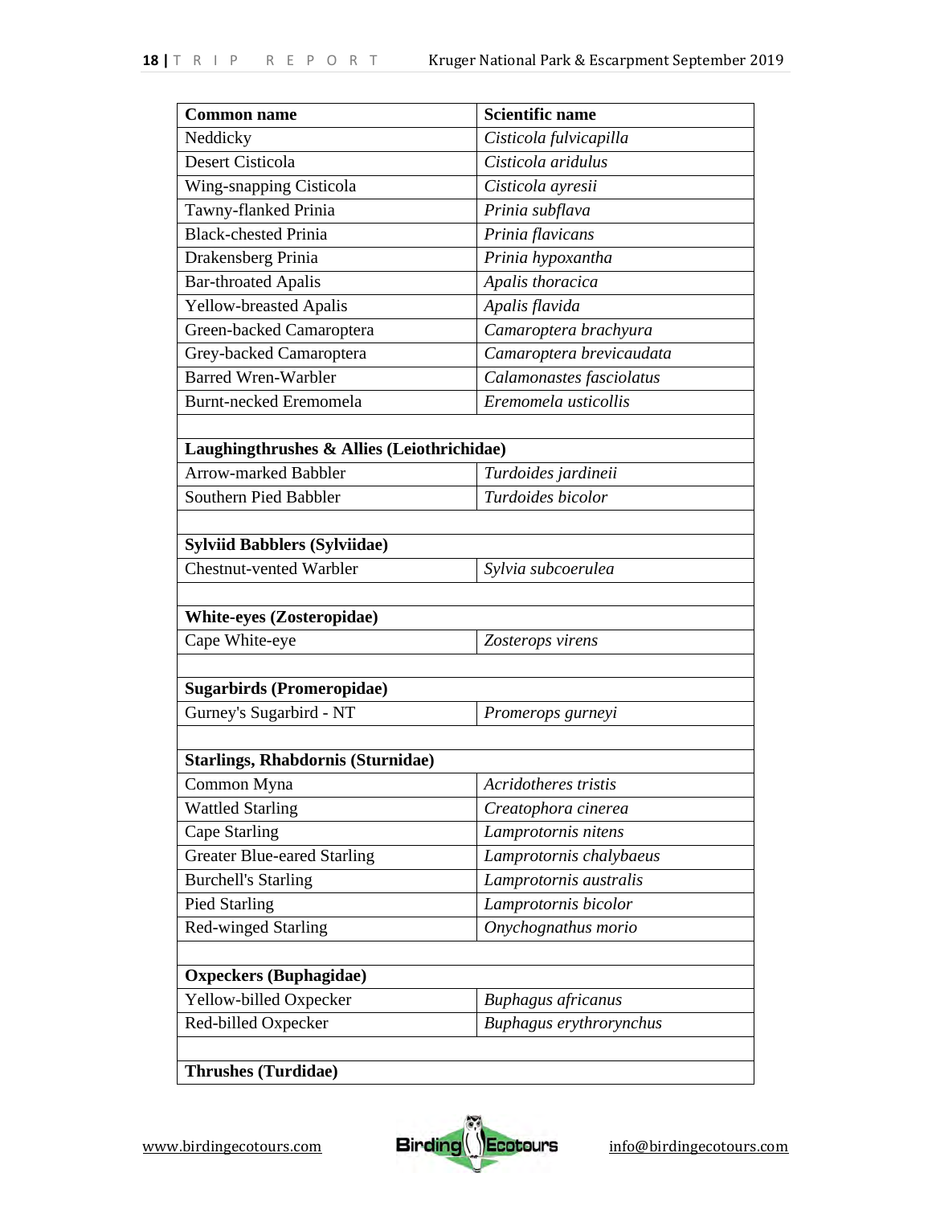| Common name | Scientific name |
| --- | --- |
| Neddicky | *Cisticola fulvicapilla* |
| Desert Cisticola | *Cisticola aridulus* |
| Wing-snapping Cisticola | *Cisticola ayresii* |
| Tawny-flanked Prinia | *Prinia subflava* |
| Black-chested Prinia | *Prinia flavicans* |
| Drakensberg Prinia | *Prinia hypoxantha* |
| Bar-throated Apalis | *Apalis thoracica* |
| Yellow-breasted Apalis | *Apalis flavida* |
| Green-backed Camaroptera | *Camaroptera brachyura* |
| Grey-backed Camaroptera | *Camaroptera brevicaudata* |
| Barred Wren-Warbler | *Calamonastes fasciolatus* |
| Burnt-necked Eremomela | *Eremomela usticollis* |
| | |
| **Laughingthrushes & Allies (Leiothrichidae)** | |
| Arrow-marked Babbler | *Turdoides jardineii* |
| Southern Pied Babbler | *Turdoides bicolor* |
| | |
| **Sylviid Babblers (Sylviidae)** | |
| Chestnut-vented Warbler | *Sylvia subcoerulea* |
| | |
| **White-eyes (Zosteropidae)** | |
| Cape White-eye | *Zosterops virens* |
| | |
| **Sugarbirds (Promeropidae)** | |
| Gurney's Sugarbird - NT | *Promerops gurneyi* |
| | |
| **Starlings, Rhabdornis (Sturnidae)** | |
| Common Myna | *Acridotheres tristis* |
| Wattled Starling | *Creatophora cinerea* |
| Cape Starling | *Lamprotornis nitens* |
| Greater Blue-eared Starling | *Lamprotornis chalybaeus* |
| Burchell's Starling | *Lamprotornis australis* |
| Pied Starling | *Lamprotornis bicolor* |
| Red-winged Starling | *Onychognathus morio* |
| | |
| **Oxpeckers (Buphagidae)** | |
| Yellow-billed Oxpecker | *Buphagus africanus* |
| Red-billed Oxpecker | *Buphagus erythrorynchus* |
| | |
| **Thrushes (Turdidae)** | |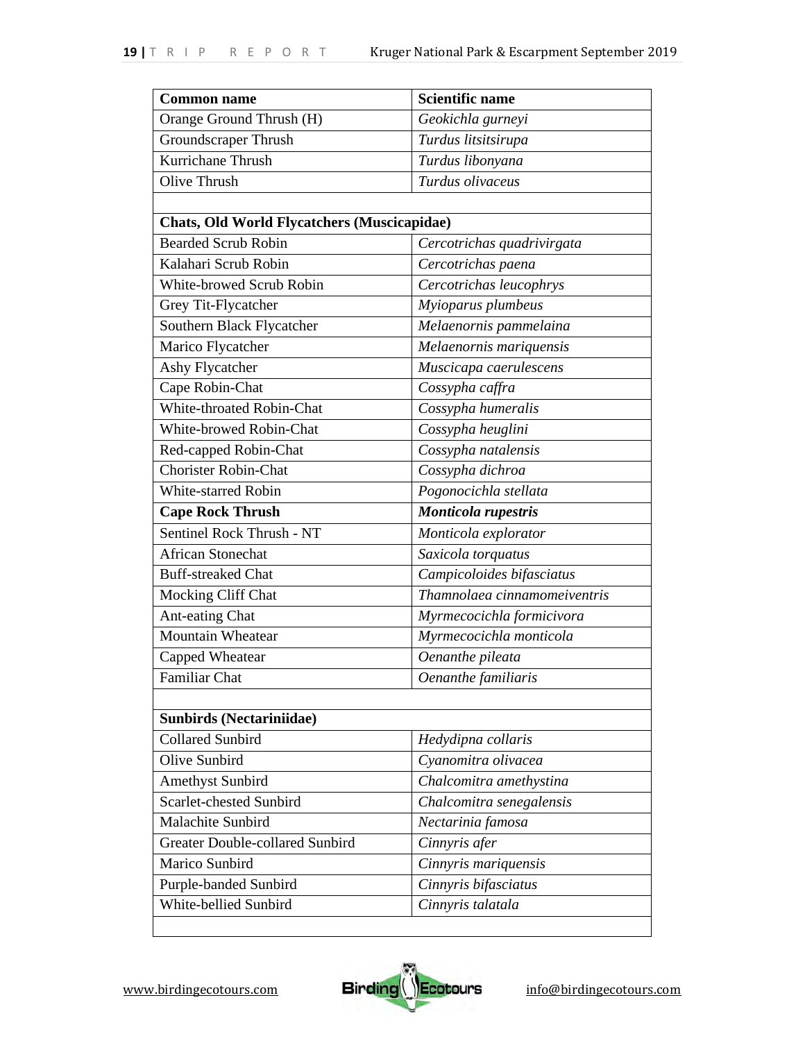| Common name | Scientific name |
|---|---|
| Orange Ground Thrush (H) | *Geokichla gurneyi* |
| Groundscraper Thrush | *Turdus litsitsirupa* |
| Kurrichane Thrush | *Turdus libonyana* |
| Olive Thrush | *Turdus olivaceus* |
| | |
| **Chats, Old World Flycatchers (Muscicapidae)** | |
| Bearded Scrub Robin | *Cercotrichas quadrivirgata* |
| Kalahari Scrub Robin | *Cercotrichas paena* |
| White-browed Scrub Robin | *Cercotrichas leucophrys* |
| Grey Tit-Flycatcher | *Myioparus plumbeus* |
| Southern Black Flycatcher | *Melaenornis pammelaina* |
| Marico Flycatcher | *Melaenornis mariquensis* |
| Ashy Flycatcher | *Muscicapa caerulescens* |
| Cape Robin-Chat | *Cossypha caffra* |
| White-throated Robin-Chat | *Cossypha humeralis* |
| White-browed Robin-Chat | *Cossypha heuglini* |
| Red-capped Robin-Chat | *Cossypha natalensis* |
| Chorister Robin-Chat | *Cossypha dichroa* |
| White-starred Robin | *Pogonocichla stellata* |
| **Cape Rock Thrush** | ***Monticola rupestris*** |
| Sentinel Rock Thrush - NT | *Monticola explorator* |
| African Stonechat | *Saxicola torquatus* |
| Buff-streaked Chat | *Campicoloides bifasciatus* |
| Mocking Cliff Chat | *Thamnolaea cinnamomeiventris* |
| Ant-eating Chat | *Myrmecocichla formicivora* |
| Mountain Wheatear | *Myrmecocichla monticola* |
| Capped Wheatear | *Oenanthe pileata* |
| Familiar Chat | *Oenanthe familiaris* |
| | |
| **Sunbirds (Nectariniidae)** | |
| Collared Sunbird | *Hedydipna collaris* |
| Olive Sunbird | *Cyanomitra olivacea* |
| Amethyst Sunbird | *Chalcomitra amethystina* |
| Scarlet-chested Sunbird | *Chalcomitra senegalensis* |
| Malachite Sunbird | *Nectarinia famosa* |
| Greater Double-collared Sunbird | *Cinnyris afer* |
| Marico Sunbird | *Cinnyris mariquensis* |
| Purple-banded Sunbird | *Cinnyris bifasciatus* |
| White-bellied Sunbird | *Cinnyris talatala* |
| | |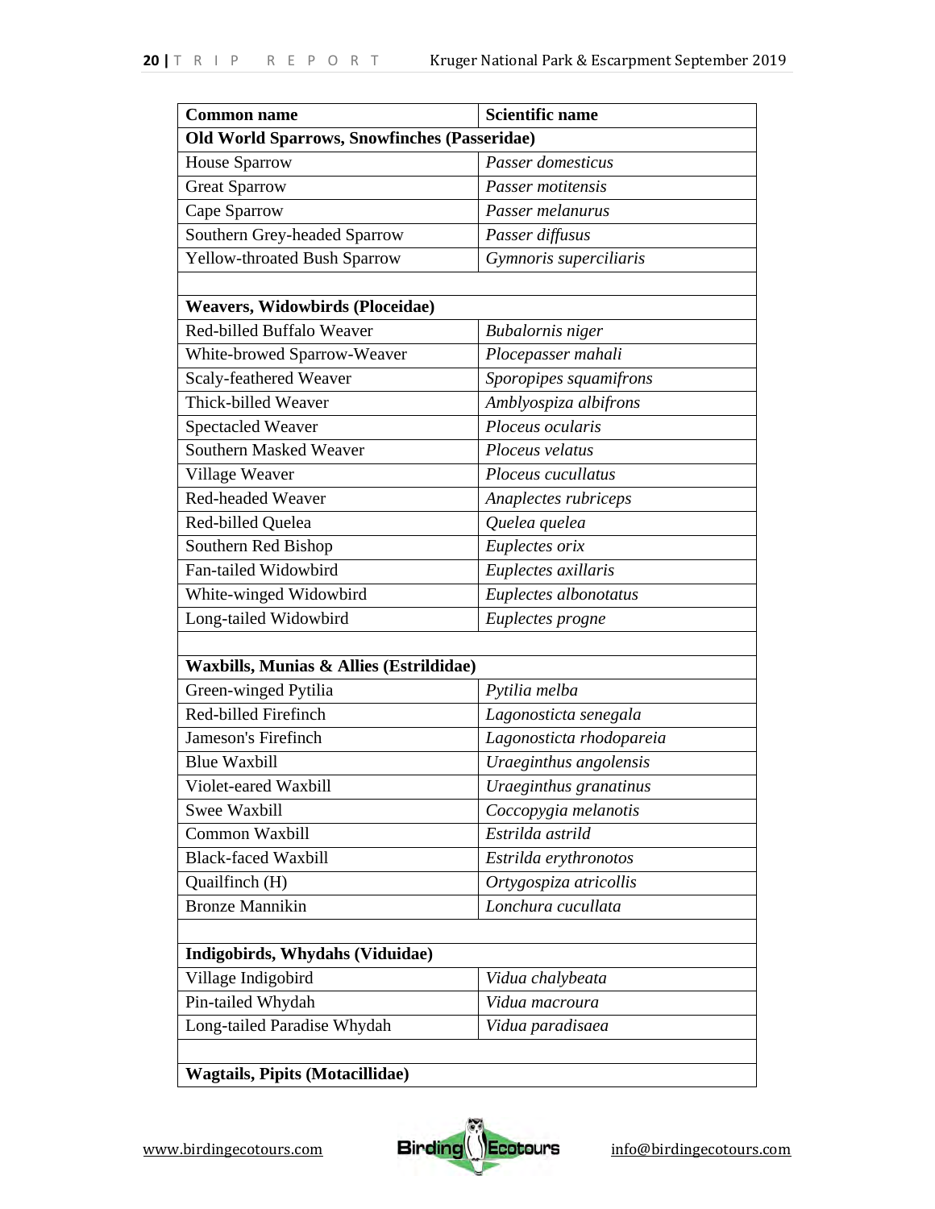| Common name | Scientific name |
|---|---|
| **Old World Sparrows, Snowfinches (Passeridae)** | |
| House Sparrow | *Passer domesticus* |
| Great Sparrow | *Passer motitensis* |
| Cape Sparrow | *Passer melanurus* |
| Southern Grey-headed Sparrow | *Passer diffusus* |
| Yellow-throated Bush Sparrow | *Gymnoris superciliaris* |
| | |
| **Weavers, Widowbirds (Ploceidae)** | |
| Red-billed Buffalo Weaver | *Bubalornis niger* |
| White-browed Sparrow-Weaver | *Plocepasser mahali* |
| Scaly-feathered Weaver | *Sporopipes squamifrons* |
| Thick-billed Weaver | *Amblyospiza albifrons* |
| Spectacled Weaver | *Ploceus ocularis* |
| Southern Masked Weaver | *Ploceus velatus* |
| Village Weaver | *Ploceus cucullatus* |
| Red-headed Weaver | *Anaplectes rubriceps* |
| Red-billed Quelea | *Quelea quelea* |
| Southern Red Bishop | *Euplectes orix* |
| Fan-tailed Widowbird | *Euplectes axillaris* |
| White-winged Widowbird | *Euplectes albonotatus* |
| Long-tailed Widowbird | *Euplectes progne* |
| | |
| **Waxbills, Munias & Allies (Estrildidae)** | |
| Green-winged Pytilia | *Pytilia melba* |
| Red-billed Firefinch | *Lagonosticta senegala* |
| Jameson's Firefinch | *Lagonosticta rhodopareia* |
| Blue Waxbill | *Uraeginthus angolensis* |
| Violet-eared Waxbill | *Uraeginthus granatinus* |
| Swee Waxbill | *Coccopygia melanotis* |
| Common Waxbill | *Estrilda astrild* |
| Black-faced Waxbill | *Estrilda erythronotos* |
| Quailfinch (H) | *Ortygospiza atricollis* |
| Bronze Mannikin | *Lonchura cucullata* |
| | |
| **Indigobirds, Whydahs (Viduidae)** | |
| Village Indigobird | *Vidua chalybeata* |
| Pin-tailed Whydah | *Vidua macroura* |
| Long-tailed Paradise Whydah | *Vidua paradisaea* |
| | |
| **Wagtails, Pipits (Motacillidae)** | |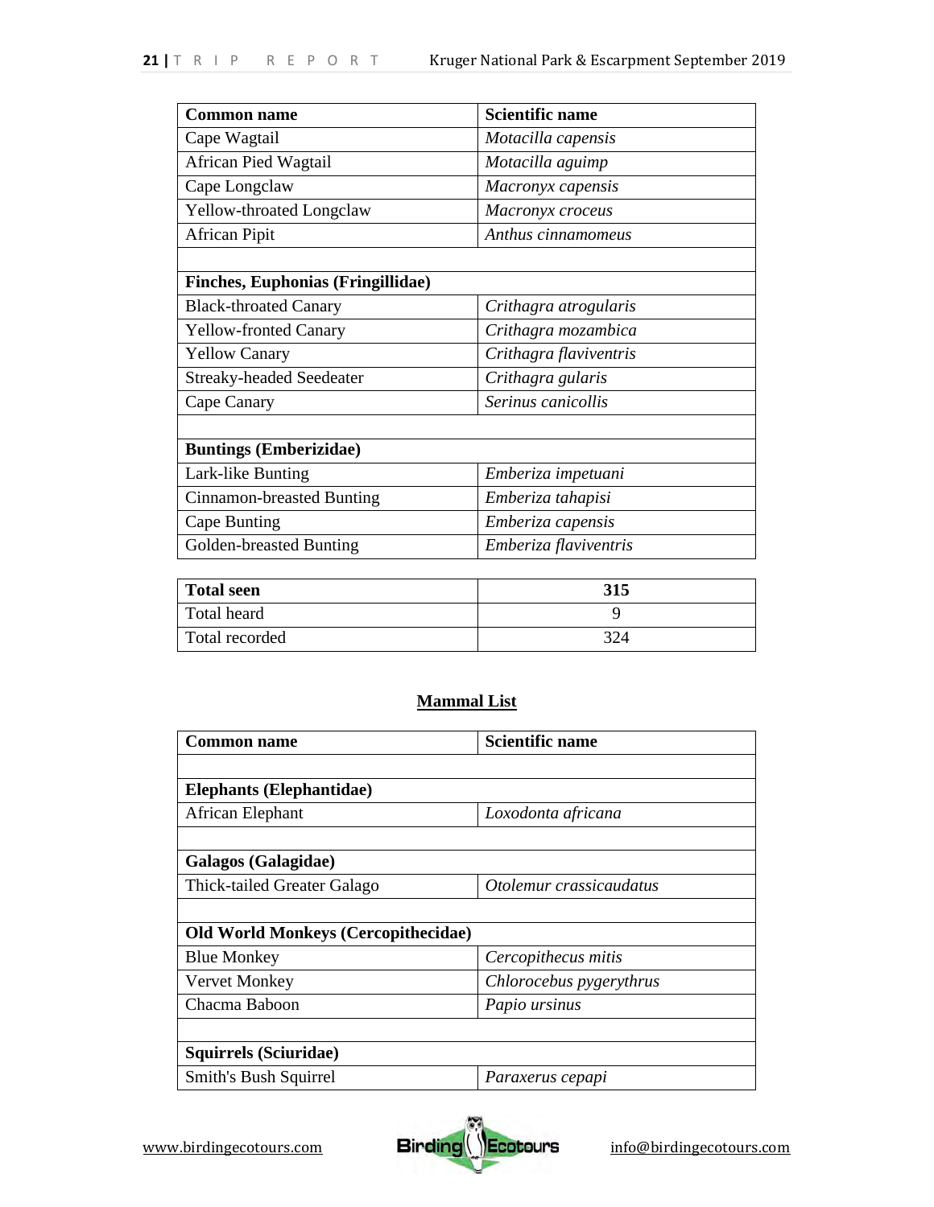| Common name | Scientific name |
|---|---|
| Cape Wagtail | *Motacilla capensis* |
| African Pied Wagtail | *Motacilla aguimp* |
| Cape Longclaw | *Macronyx capensis* |
| Yellow-throated Longclaw | *Macronyx croceus* |
| African Pipit | *Anthus cinnamomeus* |
| | |
| **Finches, Euphonias (Fringillidae)** | |
| Black-throated Canary | *Crithagra atrogularis* |
| Yellow-fronted Canary | *Crithagra mozambica* |
| Yellow Canary | *Crithagra flaviventris* |
| Streaky-headed Seedeater | *Crithagra gularis* |
| Cape Canary | *Serinus canicollis* |
| | |
| **Buntings (Emberizidae)** | |
| Lark-like Bunting | *Emberiza impetuani* |
| Cinnamon-breasted Bunting | *Emberiza tahapisi* |
| Cape Bunting | *Emberiza capensis* |
| Golden-breasted Bunting | *Emberiza flaviventris* |

| **Total seen** | **315** |
|---|---|
| Total heard | 9 |
| Total recorded | 324 |

## Mammal List

| Common name | Scientific name |
|---|---|
| | |
| **Elephants (Elephantidae)** | |
| African Elephant | *Loxodonta africana* |
| | |
| **Galagos (Galagidae)** | |
| Thick-tailed Greater Galago | *Otolemur crassicaudatus* |
| | |
| **Old World Monkeys (Cercopithecidae)** | |
| Blue Monkey | *Cercopithecus mitis* |
| Vervet Monkey | *Chlorocebus pygerythrus* |
| Chacma Baboon | *Papio ursinus* |
| | |
| **Squirrels (Sciuridae)** | |
| Smith's Bush Squirrel | *Paraxerus cepapi* |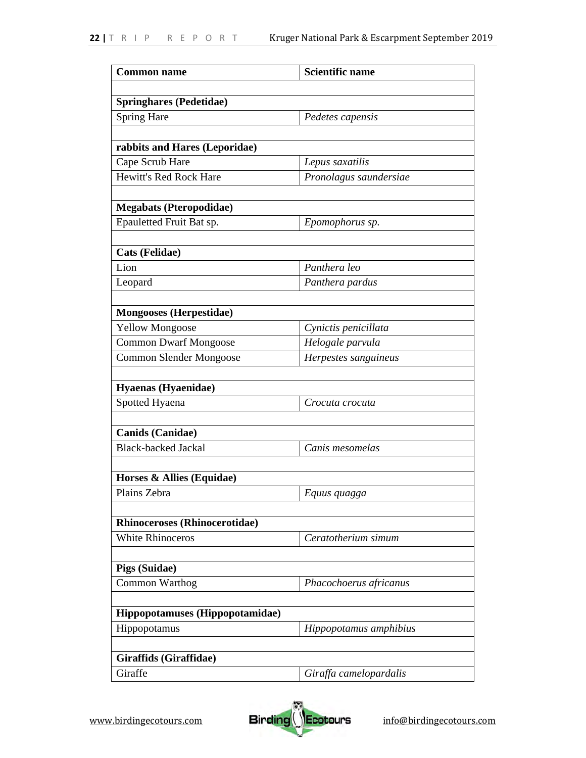| Common name | Scientific name |
|---|---|
| | |
| **Springhares (Pedetidae)** | |
| Spring Hare | *Pedetes capensis* |
| | |
| **rabbits and Hares (Leporidae)** | |
| Cape Scrub Hare | *Lepus saxatilis* |
| Hewitt's Red Rock Hare | *Pronolagus saundersiae* |
| | |
| **Megabats (Pteropodidae)** | |
| Epauletted Fruit Bat sp. | *Epomophorus sp.* |
| | |
| **Cats (Felidae)** | |
| Lion | *Panthera leo* |
| Leopard | *Panthera pardus* |
| | |
| **Mongooses (Herpestidae)** | |
| Yellow Mongoose | *Cynictis penicillata* |
| Common Dwarf Mongoose | *Helogale parvula* |
| Common Slender Mongoose | *Herpestes sanguineus* |
| | |
| **Hyaenas (Hyaenidae)** | |
| Spotted Hyaena | *Crocuta crocuta* |
| | |
| **Canids (Canidae)** | |
| Black-backed Jackal | *Canis mesomelas* |
| | |
| **Horses & Allies (Equidae)** | |
| Plains Zebra | *Equus quagga* |
| | |
| **Rhinoceroses (Rhinocerotidae)** | |
| White Rhinoceros | *Ceratotherium simum* |
| | |
| **Pigs (Suidae)** | |
| Common Warthog | *Phacochoerus africanus* |
| | |
| **Hippopotamuses (Hippopotamidae)** | |
| Hippopotamus | *Hippopotamus amphibius* |
| | |
| **Giraffids (Giraffidae)** | |
| Giraffe | *Giraffa camelopardalis* |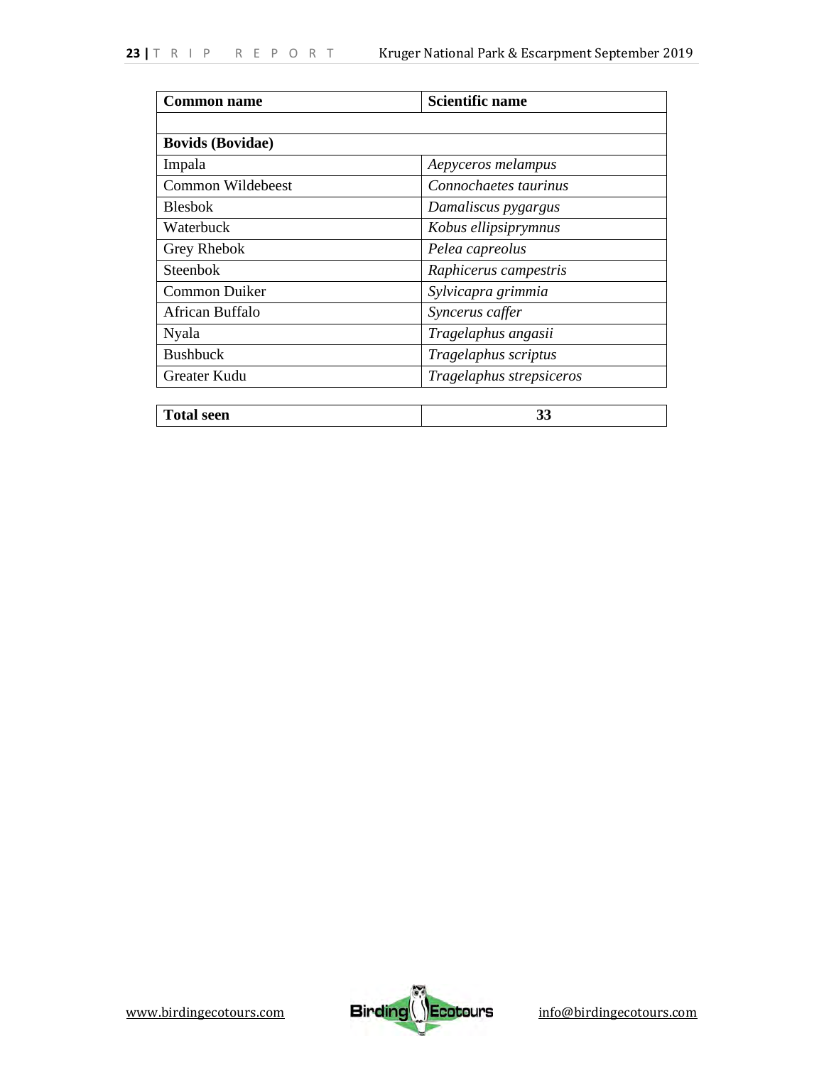| Common name | Scientific name |
|---|---|
| | |
| **Bovids (Bovidae)** | |
| Impala | *Aepyceros melampus* |
| Common Wildebeest | *Connochaetes taurinus* |
| Blesbok | *Damaliscus pygargus* |
| Waterbuck | *Kobus ellipsiprymnus* |
| Grey Rhebok | *Pelea capreolus* |
| Steenbok | *Raphicerus campestris* |
| Common Duiker | *Sylvicapra grimmia* |
| African Buffalo | *Syncerus caffer* |
| Nyala | *Tragelaphus angasii* |
| Bushbuck | *Tragelaphus scriptus* |
| Greater Kudu | *Tragelaphus strepsiceros* |

| | |
|---|---|
| **Total seen** | **33** |